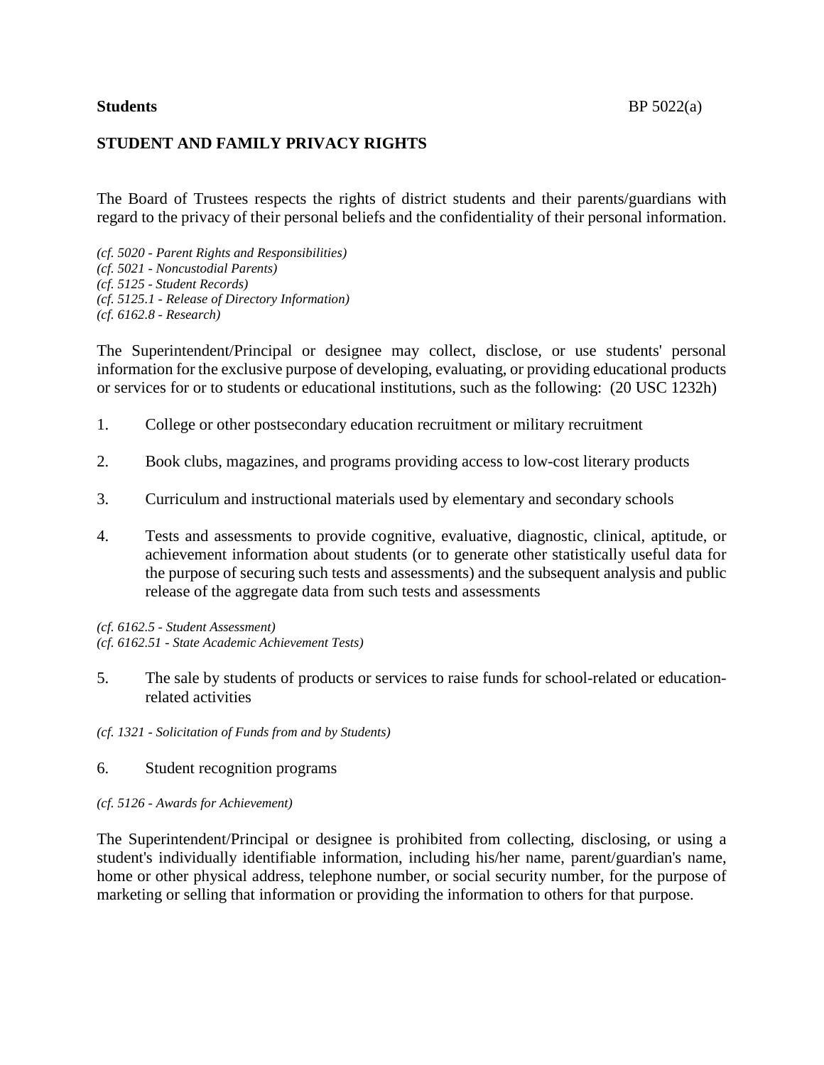**Students** BP 5022(a)

## STUDENT AND FAMILY PRIVACY RIGHTS

The Board of Trustees respects the rights of district students and their parents/guardians with regard to the privacy of their personal beliefs and the confidentiality of their personal information.

*(cf. 5020 - Parent Rights and Responsibilities)*
*(cf. 5021 - Noncustodial Parents)*
*(cf. 5125 - Student Records)*
*(cf. 5125.1 - Release of Directory Information)*
*(cf. 6162.8 - Research)*

The Superintendent/Principal or designee may collect, disclose, or use students' personal information for the exclusive purpose of developing, evaluating, or providing educational products or services for or to students or educational institutions, such as the following: (20 USC 1232h)

1. College or other postsecondary education recruitment or military recruitment

2. Book clubs, magazines, and programs providing access to low-cost literary products

3. Curriculum and instructional materials used by elementary and secondary schools

4. Tests and assessments to provide cognitive, evaluative, diagnostic, clinical, aptitude, or achievement information about students (or to generate other statistically useful data for the purpose of securing such tests and assessments) and the subsequent analysis and public release of the aggregate data from such tests and assessments

*(cf. 6162.5 - Student Assessment)*
*(cf. 6162.51 - State Academic Achievement Tests)*

5. The sale by students of products or services to raise funds for school-related or education-related activities

*(cf. 1321 - Solicitation of Funds from and by Students)*

6. Student recognition programs

*(cf. 5126 - Awards for Achievement)*

The Superintendent/Principal or designee is prohibited from collecting, disclosing, or using a student's individually identifiable information, including his/her name, parent/guardian's name, home or other physical address, telephone number, or social security number, for the purpose of marketing or selling that information or providing the information to others for that purpose.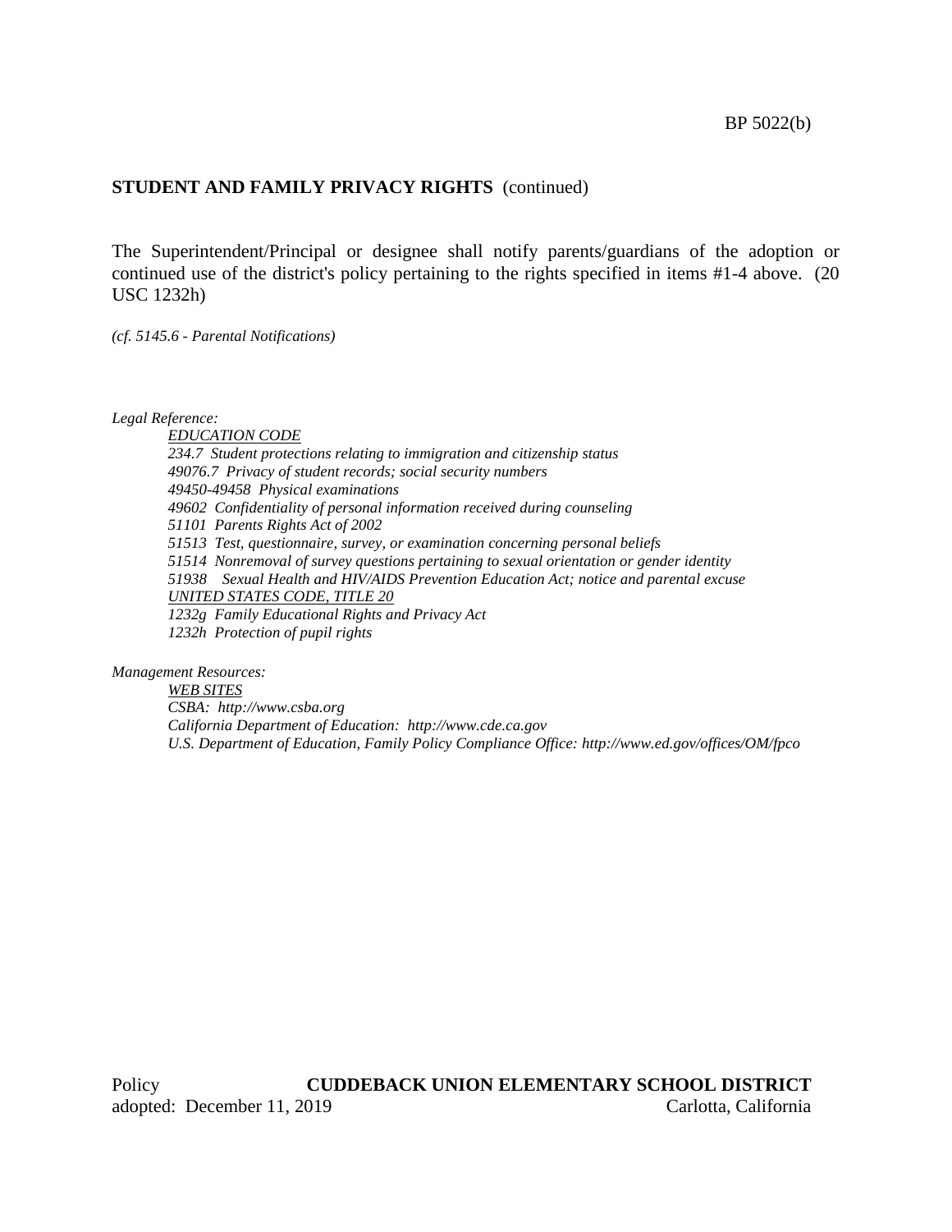**STUDENT AND FAMILY PRIVACY RIGHTS** (continued)

The Superintendent/Principal or designee shall notify parents/guardians of the adoption or continued use of the district's policy pertaining to the rights specified in items #1-4 above. (20 USC 1232h)

*(cf. 5145.6 - Parental Notifications)*

*Legal Reference:*

*EDUCATION CODE*
*234.7 Student protections relating to immigration and citizenship status*
*49076.7 Privacy of student records; social security numbers*
*49450-49458 Physical examinations*
*49602 Confidentiality of personal information received during counseling*
*51101 Parents Rights Act of 2002*
*51513 Test, questionnaire, survey, or examination concerning personal beliefs*
*51514 Nonremoval of survey questions pertaining to sexual orientation or gender identity*
*51938 Sexual Health and HIV/AIDS Prevention Education Act; notice and parental excuse*
*UNITED STATES CODE, TITLE 20*
*1232g Family Educational Rights and Privacy Act*
*1232h Protection of pupil rights*

*Management Resources:*

*WEB SITES*
*CSBA: http://www.csba.org*
*California Department of Education: http://www.cde.ca.gov*
*U.S. Department of Education, Family Policy Compliance Office: http://www.ed.gov/offices/OM/fpco*

Policy **CUDDEBACK UNION ELEMENTARY SCHOOL DISTRICT**
adopted: December 11, 2019 Carlotta, California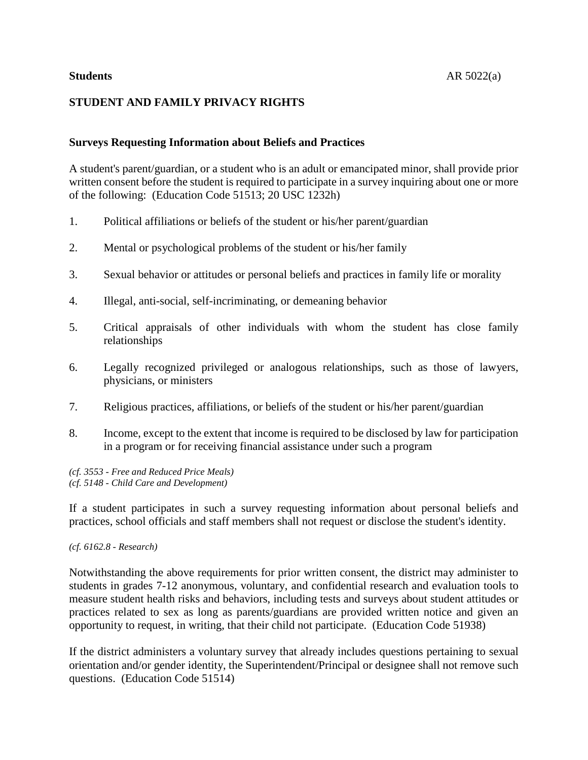**Students** AR 5022(a)

**STUDENT AND FAMILY PRIVACY RIGHTS**

**Surveys Requesting Information about Beliefs and Practices**

A student's parent/guardian, or a student who is an adult or emancipated minor, shall provide prior written consent before the student is required to participate in a survey inquiring about one or more of the following: (Education Code 51513; 20 USC 1232h)

1. Political affiliations or beliefs of the student or his/her parent/guardian
2. Mental or psychological problems of the student or his/her family
3. Sexual behavior or attitudes or personal beliefs and practices in family life or morality
4. Illegal, anti-social, self-incriminating, or demeaning behavior
5. Critical appraisals of other individuals with whom the student has close family relationships
6. Legally recognized privileged or analogous relationships, such as those of lawyers, physicians, or ministers
7. Religious practices, affiliations, or beliefs of the student or his/her parent/guardian
8. Income, except to the extent that income is required to be disclosed by law for participation in a program or for receiving financial assistance under such a program

*(cf. 3553 - Free and Reduced Price Meals)*
*(cf. 5148 - Child Care and Development)*

If a student participates in such a survey requesting information about personal beliefs and practices, school officials and staff members shall not request or disclose the student's identity.

*(cf. 6162.8 - Research)*

Notwithstanding the above requirements for prior written consent, the district may administer to students in grades 7-12 anonymous, voluntary, and confidential research and evaluation tools to measure student health risks and behaviors, including tests and surveys about student attitudes or practices related to sex as long as parents/guardians are provided written notice and given an opportunity to request, in writing, that their child not participate. (Education Code 51938)

If the district administers a voluntary survey that already includes questions pertaining to sexual orientation and/or gender identity, the Superintendent/Principal or designee shall not remove such questions. (Education Code 51514)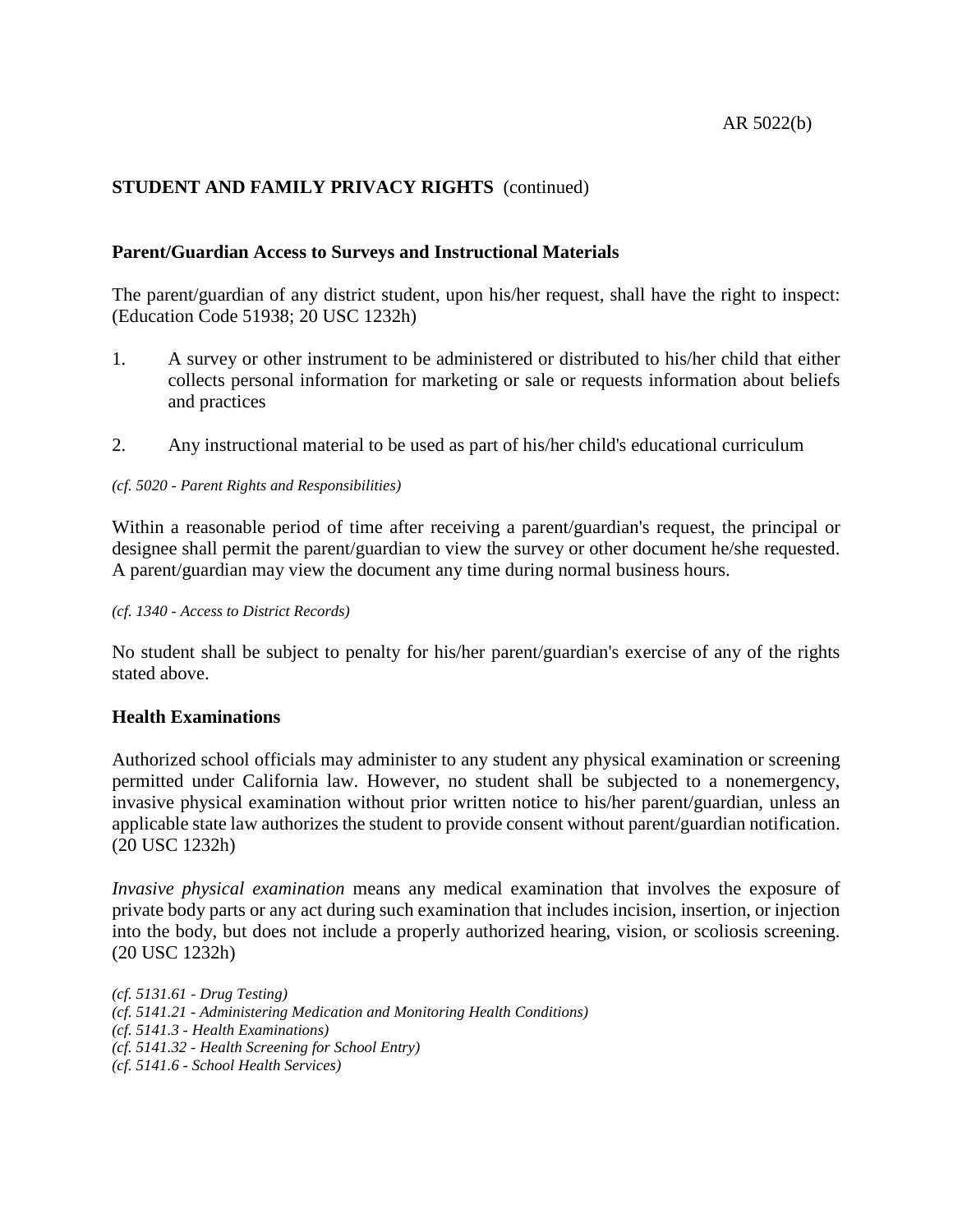## STUDENT AND FAMILY PRIVACY RIGHTS (continued)

### Parent/Guardian Access to Surveys and Instructional Materials

The parent/guardian of any district student, upon his/her request, shall have the right to inspect: (Education Code 51938; 20 USC 1232h)

1. A survey or other instrument to be administered or distributed to his/her child that either collects personal information for marketing or sale or requests information about beliefs and practices
2. Any instructional material to be used as part of his/her child's educational curriculum

*(cf. 5020 - Parent Rights and Responsibilities)*

Within a reasonable period of time after receiving a parent/guardian's request, the principal or designee shall permit the parent/guardian to view the survey or other document he/she requested. A parent/guardian may view the document any time during normal business hours.

*(cf. 1340 - Access to District Records)*

No student shall be subject to penalty for his/her parent/guardian's exercise of any of the rights stated above.

### Health Examinations

Authorized school officials may administer to any student any physical examination or screening permitted under California law. However, no student shall be subjected to a nonemergency, invasive physical examination without prior written notice to his/her parent/guardian, unless an applicable state law authorizes the student to provide consent without parent/guardian notification. (20 USC 1232h)

*Invasive physical examination* means any medical examination that involves the exposure of private body parts or any act during such examination that includes incision, insertion, or injection into the body, but does not include a properly authorized hearing, vision, or scoliosis screening. (20 USC 1232h)

*(cf. 5131.61 - Drug Testing)*
*(cf. 5141.21 - Administering Medication and Monitoring Health Conditions)*
*(cf. 5141.3 - Health Examinations)*
*(cf. 5141.32 - Health Screening for School Entry)*
*(cf. 5141.6 - School Health Services)*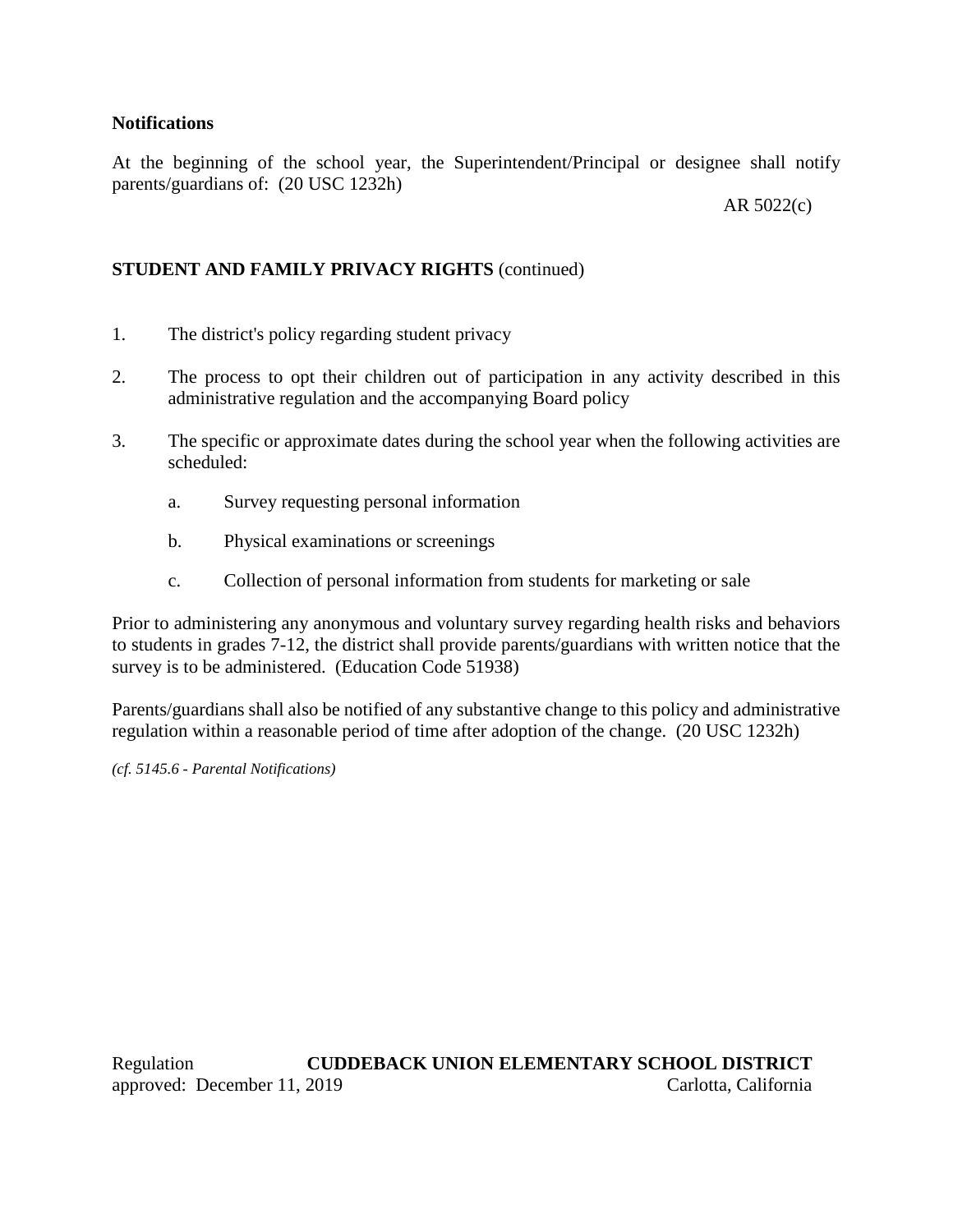**Notifications**

At the beginning of the school year, the Superintendent/Principal or designee shall notify parents/guardians of: (20 USC 1232h)

1. The district's policy regarding student privacy

2. The process to opt their children out of participation in any activity described in this administrative regulation and the accompanying Board policy

3. The specific or approximate dates during the school year when the following activities are scheduled:

   a. Survey requesting personal information

   b. Physical examinations or screenings

   c. Collection of personal information from students for marketing or sale

Prior to administering any anonymous and voluntary survey regarding health risks and behaviors to students in grades 7-12, the district shall provide parents/guardians with written notice that the survey is to be administered. (Education Code 51938)

Parents/guardians shall also be notified of any substantive change to this policy and administrative regulation within a reasonable period of time after adoption of the change. (20 USC 1232h)

*(cf. 5145.6 - Parental Notifications)*

Regulation **CUDDEBACK UNION ELEMENTARY SCHOOL DISTRICT**
approved: December 11, 2019 Carlotta, California